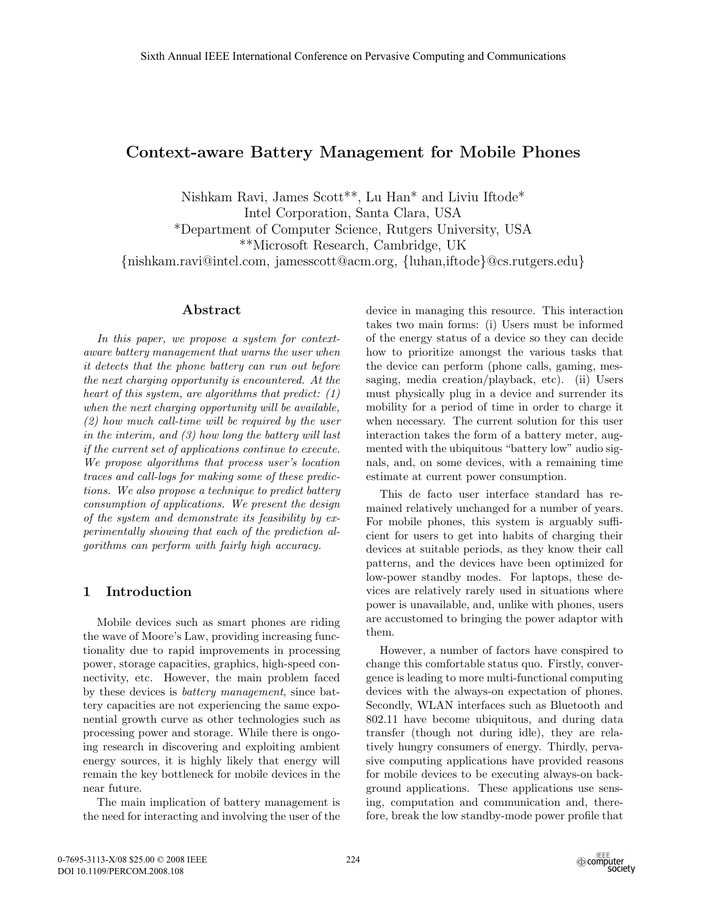# Context-aware Battery Management for Mobile Phones

Nishkam Ravi, James Scott**, Lu Han* and Liviu Iftode*
Intel Corporation, Santa Clara, USA
*Department of Computer Science, Rutgers University, USA
**Microsoft Research, Cambridge, UK
{nishkam.ravi@intel.com, jamesscott@acm.org, {luhan,iftode}@cs.rutgers.edu}

## Abstract

*In this paper, we propose a system for context-aware battery management that warns the user when it detects that the phone battery can run out before the next charging opportunity is encountered. At the heart of this system, are algorithms that predict: (1) when the next charging opportunity will be available, (2) how much call-time will be required by the user in the interim, and (3) how long the battery will last if the current set of applications continue to execute. We propose algorithms that process user's location traces and call-logs for making some of these predictions. We also propose a technique to predict battery consumption of applications. We present the design of the system and demonstrate its feasibility by experimentally showing that each of the prediction algorithms can perform with fairly high accuracy.*

## 1 Introduction

Mobile devices such as smart phones are riding the wave of Moore's Law, providing increasing functionality due to rapid improvements in processing power, storage capacities, graphics, high-speed connectivity, etc. However, the main problem faced by these devices is *battery management*, since battery capacities are not experiencing the same exponential growth curve as other technologies such as processing power and storage. While there is ongoing research in discovering and exploiting ambient energy sources, it is highly likely that energy will remain the key bottleneck for mobile devices in the near future.

The main implication of battery management is the need for interacting and involving the user of the device in managing this resource. This interaction takes two main forms: (i) Users must be informed of the energy status of a device so they can decide how to prioritize amongst the various tasks that the device can perform (phone calls, gaming, messaging, media creation/playback, etc). (ii) Users must physically plug in a device and surrender its mobility for a period of time in order to charge it when necessary. The current solution for this user interaction takes the form of a battery meter, augmented with the ubiquitous "battery low" audio signals, and, on some devices, with a remaining time estimate at current power consumption.

This de facto user interface standard has remained relatively unchanged for a number of years. For mobile phones, this system is arguably sufficient for users to get into habits of charging their devices at suitable periods, as they know their call patterns, and the devices have been optimized for low-power standby modes. For laptops, these devices are relatively rarely used in situations where power is unavailable, and, unlike with phones, users are accustomed to bringing the power adaptor with them.

However, a number of factors have conspired to change this comfortable status quo. Firstly, convergence is leading to more multi-functional computing devices with the always-on expectation of phones. Secondly, WLAN interfaces such as Bluetooth and 802.11 have become ubiquitous, and during data transfer (though not during idle), they are relatively hungry consumers of energy. Thirdly, pervasive computing applications have provided reasons for mobile devices to be executing always-on background applications. These applications use sensing, computation and communication and, therefore, break the low standby-mode power profile that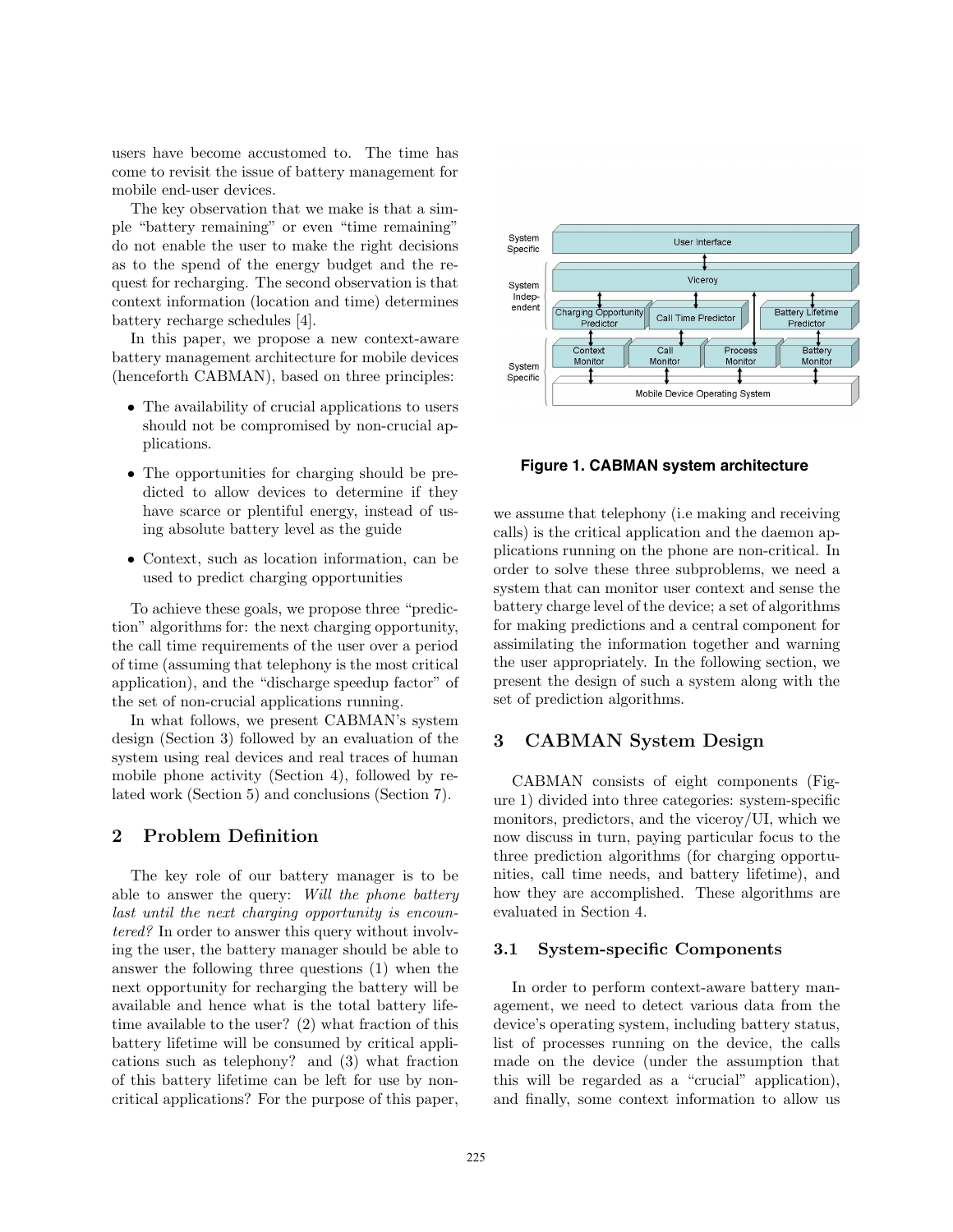users have become accustomed to. The time has come to revisit the issue of battery management for mobile end-user devices.

The key observation that we make is that a simple "battery remaining" or even "time remaining" do not enable the user to make the right decisions as to the spend of the energy budget and the request for recharging. The second observation is that context information (location and time) determines battery recharge schedules [4].

In this paper, we propose a new context-aware battery management architecture for mobile devices (henceforth CABMAN), based on three principles:

- The availability of crucial applications to users should not be compromised by non-crucial applications.
- The opportunities for charging should be predicted to allow devices to determine if they have scarce or plentiful energy, instead of using absolute battery level as the guide
- Context, such as location information, can be used to predict charging opportunities

To achieve these goals, we propose three "prediction" algorithms for: the next charging opportunity, the call time requirements of the user over a period of time (assuming that telephony is the most critical application), and the "discharge speedup factor" of the set of non-crucial applications running.

In what follows, we present CABMAN's system design (Section 3) followed by an evaluation of the system using real devices and real traces of human mobile phone activity (Section 4), followed by related work (Section 5) and conclusions (Section 7).

## 2 Problem Definition

The key role of our battery manager is to be able to answer the query: *Will the phone battery last until the next charging opportunity is encountered?* In order to answer this query without involving the user, the battery manager should be able to answer the following three questions (1) when the next opportunity for recharging the battery will be available and hence what is the total battery lifetime available to the user? (2) what fraction of this battery lifetime will be consumed by critical applications such as telephony? and (3) what fraction of this battery lifetime can be left for use by non-critical applications? For the purpose of this paper, we assume that telephony (i.e making and receiving calls) is the critical application and the daemon applications running on the phone are non-critical. In order to solve these three subproblems, we need a system that can monitor user context and sense the battery charge level of the device; a set of algorithms for making predictions and a central component for assimilating the information together and warning the user appropriately. In the following section, we present the design of such a system along with the set of prediction algorithms.

**Figure 1. CABMAN system architecture**

## 3 CABMAN System Design

CABMAN consists of eight components (Figure 1) divided into three categories: system-specific monitors, predictors, and the viceroy/UI, which we now discuss in turn, paying particular focus to the three prediction algorithms (for charging opportunities, call time needs, and battery lifetime), and how they are accomplished. These algorithms are evaluated in Section 4.

### 3.1 System-specific Components

In order to perform context-aware battery management, we need to detect various data from the device's operating system, including battery status, list of processes running on the device, the calls made on the device (under the assumption that this will be regarded as a "crucial" application), and finally, some context information to allow us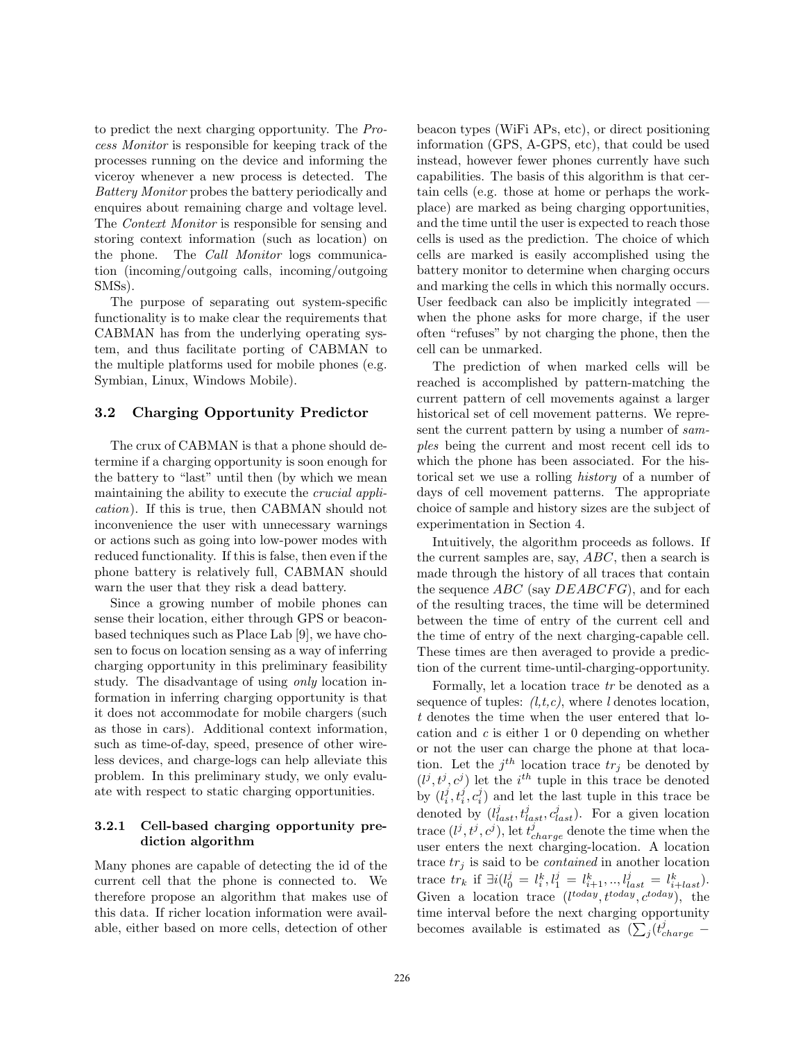to predict the next charging opportunity. The *Process Monitor* is responsible for keeping track of the processes running on the device and informing the viceroy whenever a new process is detected. The *Battery Monitor* probes the battery periodically and enquires about remaining charge and voltage level. The *Context Monitor* is responsible for sensing and storing context information (such as location) on the phone. The *Call Monitor* logs communication (incoming/outgoing calls, incoming/outgoing SMSs).

The purpose of separating out system-specific functionality is to make clear the requirements that CABMAN has from the underlying operating system, and thus facilitate porting of CABMAN to the multiple platforms used for mobile phones (e.g. Symbian, Linux, Windows Mobile).

### 3.2 Charging Opportunity Predictor

The crux of CABMAN is that a phone should determine if a charging opportunity is soon enough for the battery to "last" until then (by which we mean maintaining the ability to execute the *crucial application*). If this is true, then CABMAN should not inconvenience the user with unnecessary warnings or actions such as going into low-power modes with reduced functionality. If this is false, then even if the phone battery is relatively full, CABMAN should warn the user that they risk a dead battery.

Since a growing number of mobile phones can sense their location, either through GPS or beacon-based techniques such as Place Lab [9], we have chosen to focus on location sensing as a way of inferring charging opportunity in this preliminary feasibility study. The disadvantage of using *only* location information in inferring charging opportunity is that it does not accommodate for mobile chargers (such as those in cars). Additional context information, such as time-of-day, speed, presence of other wireless devices, and charge-logs can help alleviate this problem. In this preliminary study, we only evaluate with respect to static charging opportunities.

#### 3.2.1 Cell-based charging opportunity prediction algorithm

Many phones are capable of detecting the id of the current cell that the phone is connected to. We therefore propose an algorithm that makes use of this data. If richer location information were available, either based on more cells, detection of other beacon types (WiFi APs, etc), or direct positioning information (GPS, A-GPS, etc), that could be used instead, however fewer phones currently have such capabilities. The basis of this algorithm is that certain cells (e.g. those at home or perhaps the workplace) are marked as being charging opportunities, and the time until the user is expected to reach those cells is used as the prediction. The choice of which cells are marked is easily accomplished using the battery monitor to determine when charging occurs and marking the cells in which this normally occurs. User feedback can also be implicitly integrated — when the phone asks for more charge, if the user often "refuses" by not charging the phone, then the cell can be unmarked.

The prediction of when marked cells will be reached is accomplished by pattern-matching the current pattern of cell movements against a larger historical set of cell movement patterns. We represent the current pattern by using a number of *samples* being the current and most recent cell ids to which the phone has been associated. For the historical set we use a rolling *history* of a number of days of cell movement patterns. The appropriate choice of sample and history sizes are the subject of experimentation in Section 4.

Intuitively, the algorithm proceeds as follows. If the current samples are, say, $ABC$, then a search is made through the history of all traces that contain the sequence $ABC$ (say $DEABCFG$), and for each of the resulting traces, the time will be determined between the time of entry of the current cell and the time of entry of the next charging-capable cell. These times are then averaged to provide a prediction of the current time-until-charging-opportunity.

Formally, let a location trace $tr$ be denoted as a sequence of tuples: *(l,t,c)*, where $l$ denotes location, $t$ denotes the time when the user entered that location and $c$ is either 1 or 0 depending on whether or not the user can charge the phone at that location. Let the $j^{th}$ location trace $tr_j$ be denoted by $(l^j, t^j, c^j)$ let the $i^{th}$ tuple in this trace be denoted by $(l^j_i, t^j_i, c^j_i)$ and let the last tuple in this trace be denoted by $(l^j_{last}, t^j_{last}, c^j_{last})$. For a given location trace $(l^j, t^j, c^j)$, let $t^j_{charge}$ denote the time when the user enters the next charging-location. A location trace $tr_j$ is said to be *contained* in another location trace $tr_k$ if $\exists i(l^j_0 = l^k_i, l^j_1 = l^k_{i+1}, .., l^j_{last} = l^k_{i+last})$. Given a location trace $(l^{today}, t^{today}, c^{today})$, the time interval before the next charging opportunity becomes available is estimated as $(\sum_j (t^j_{charge} -$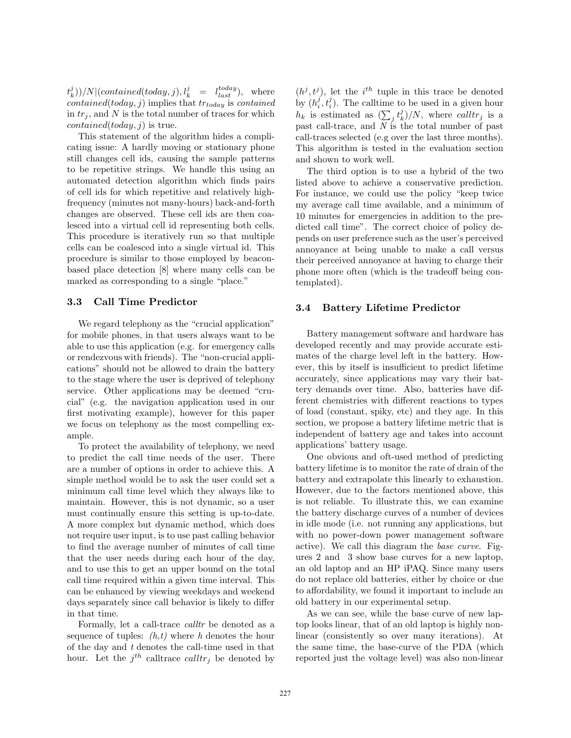$t_k^j))/N|(contained(today, j), l_k^j = l_{last}^{today})$, where $contained(today, j)$ implies that $tr_{today}$ is *contained* in $tr_j$, and $N$ is the total number of traces for which $contained(today, j)$ is true.

This statement of the algorithm hides a complicating issue: A hardly moving or stationary phone still changes cell ids, causing the sample patterns to be repetitive strings. We handle this using an automated detection algorithm which finds pairs of cell ids for which repetitive and relatively high-frequency (minutes not many-hours) back-and-forth changes are observed. These cell ids are then coalesced into a virtual cell id representing both cells. This procedure is iteratively run so that multiple cells can be coalesced into a single virtual id. This procedure is similar to those employed by beacon-based place detection [8] where many cells can be marked as corresponding to a single "place."

### 3.3 Call Time Predictor

We regard telephony as the "crucial application" for mobile phones, in that users always want to be able to use this application (e.g. for emergency calls or rendezvous with friends). The "non-crucial applications" should not be allowed to drain the battery to the stage where the user is deprived of telephony service. Other applications may be deemed "crucial" (e.g. the navigation application used in our first motivating example), however for this paper we focus on telephony as the most compelling example.

To protect the availability of telephony, we need to predict the call time needs of the user. There are a number of options in order to achieve this. A simple method would be to ask the user could set a minimum call time level which they always like to maintain. However, this is not dynamic, so a user must continually ensure this setting is up-to-date. A more complex but dynamic method, which does not require user input, is to use past calling behavior to find the average number of minutes of call time that the user needs during each hour of the day, and to use this to get an upper bound on the total call time required within a given time interval. This can be enhanced by viewing weekdays and weekend days separately since call behavior is likely to differ in that time.

Formally, let a call-trace *calltr* be denoted as a sequence of tuples: *(h,t)* where $h$ denotes the hour of the day and $t$ denotes the call-time used in that hour. Let the $j^{th}$ calltrace $calltr_j$ be denoted by $(h^j, t^j)$, let the $i^{th}$ tuple in this trace be denoted by $(h_i^j, t_i^j)$. The calltime to be used in a given hour $h_k$ is estimated as $(\sum_j t_k^j)/N$, where $calltr_j$ is a past call-trace, and $N$ is the total number of past call-traces selected (e.g over the last three months). This algorithm is tested in the evaluation section and shown to work well.

The third option is to use a hybrid of the two listed above to achieve a conservative prediction. For instance, we could use the policy "keep twice my average call time available, and a minimum of 10 minutes for emergencies in addition to the predicted call time". The correct choice of policy depends on user preference such as the user's perceived annoyance at being unable to make a call versus their perceived annoyance at having to charge their phone more often (which is the tradeoff being contemplated).

### 3.4 Battery Lifetime Predictor

Battery management software and hardware has developed recently and may provide accurate estimates of the charge level left in the battery. However, this by itself is insufficient to predict lifetime accurately, since applications may vary their battery demands over time. Also, batteries have different chemistries with different reactions to types of load (constant, spiky, etc) and they age. In this section, we propose a battery lifetime metric that is independent of battery age and takes into account applications' battery usage.

One obvious and oft-used method of predicting battery lifetime is to monitor the rate of drain of the battery and extrapolate this linearly to exhaustion. However, due to the factors mentioned above, this is not reliable. To illustrate this, we can examine the battery discharge curves of a number of devices in idle mode (i.e. not running any applications, but with no power-down power management software active). We call this diagram the *base curve*. Figures 2 and 3 show base curves for a new laptop, an old laptop and an HP iPAQ. Since many users do not replace old batteries, either by choice or due to affordability, we found it important to include an old battery in our experimental setup.

As we can see, while the base curve of new laptop looks linear, that of an old laptop is highly non-linear (consistently so over many iterations). At the same time, the base-curve of the PDA (which reported just the voltage level) was also non-linear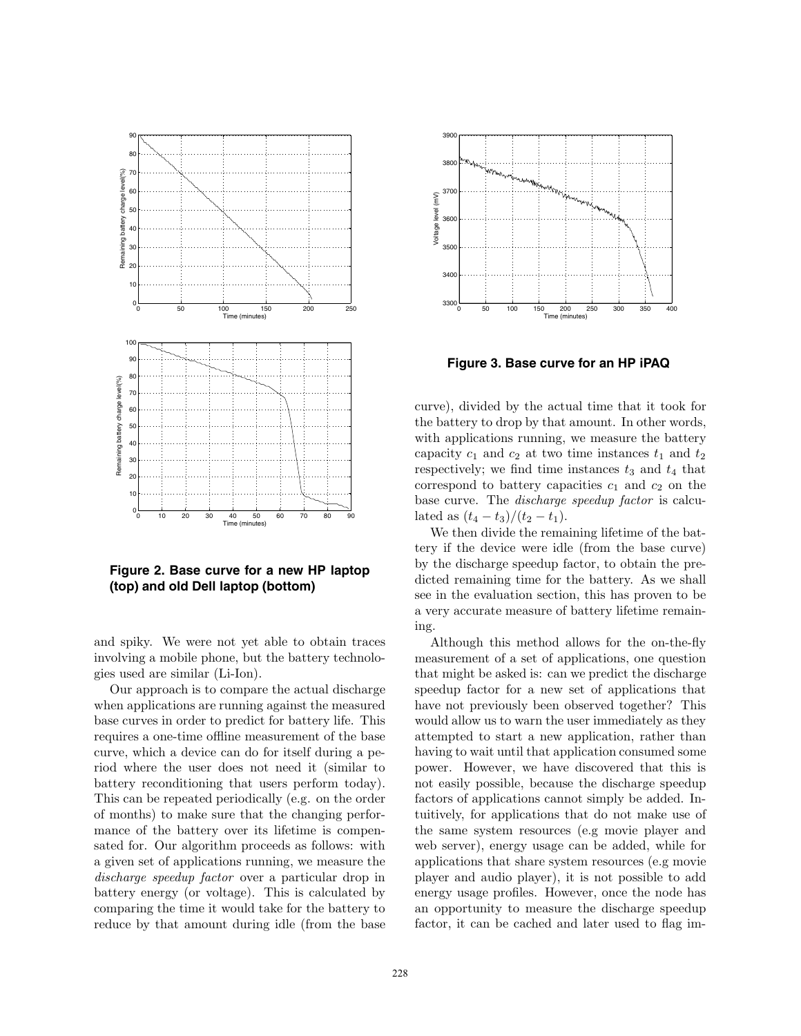**Figure 2. Base curve for a new HP laptop (top) and old Dell laptop (bottom)**

**Figure 3. Base curve for an HP iPAQ**

and spiky. We were not yet able to obtain traces involving a mobile phone, but the battery technologies used are similar (Li-Ion).

Our approach is to compare the actual discharge when applications are running against the measured base curves in order to predict for battery life. This requires a one-time offline measurement of the base curve, which a device can do for itself during a period where the user does not need it (similar to battery reconditioning that users perform today). This can be repeated periodically (e.g. on the order of months) to make sure that the changing performance of the battery over its lifetime is compensated for. Our algorithm proceeds as follows: with a given set of applications running, we measure the *discharge speedup factor* over a particular drop in battery energy (or voltage). This is calculated by comparing the time it would take for the battery to reduce by that amount during idle (from the base curve), divided by the actual time that it took for the battery to drop by that amount. In other words, with applications running, we measure the battery capacity $c_1$ and $c_2$ at two time instances $t_1$ and $t_2$ respectively; we find time instances $t_3$ and $t_4$ that correspond to battery capacities $c_1$ and $c_2$ on the base curve. The *discharge speedup factor* is calculated as $(t_4 - t_3)/(t_2 - t_1)$.

We then divide the remaining lifetime of the battery if the device were idle (from the base curve) by the discharge speedup factor, to obtain the predicted remaining time for the battery. As we shall see in the evaluation section, this has proven to be a very accurate measure of battery lifetime remaining.

Although this method allows for the on-the-fly measurement of a set of applications, one question that might be asked is: can we predict the discharge speedup factor for a new set of applications that have not previously been observed together? This would allow us to warn the user immediately as they attempted to start a new application, rather than having to wait until that application consumed some power. However, we have discovered that this is not easily possible, because the discharge speedup factors of applications cannot simply be added. Intuitively, for applications that do not make use of the same system resources (e.g movie player and web server), energy usage can be added, while for applications that share system resources (e.g movie player and audio player), it is not possible to add energy usage profiles. However, once the node has an opportunity to measure the discharge speedup factor, it can be cached and later used to flag im-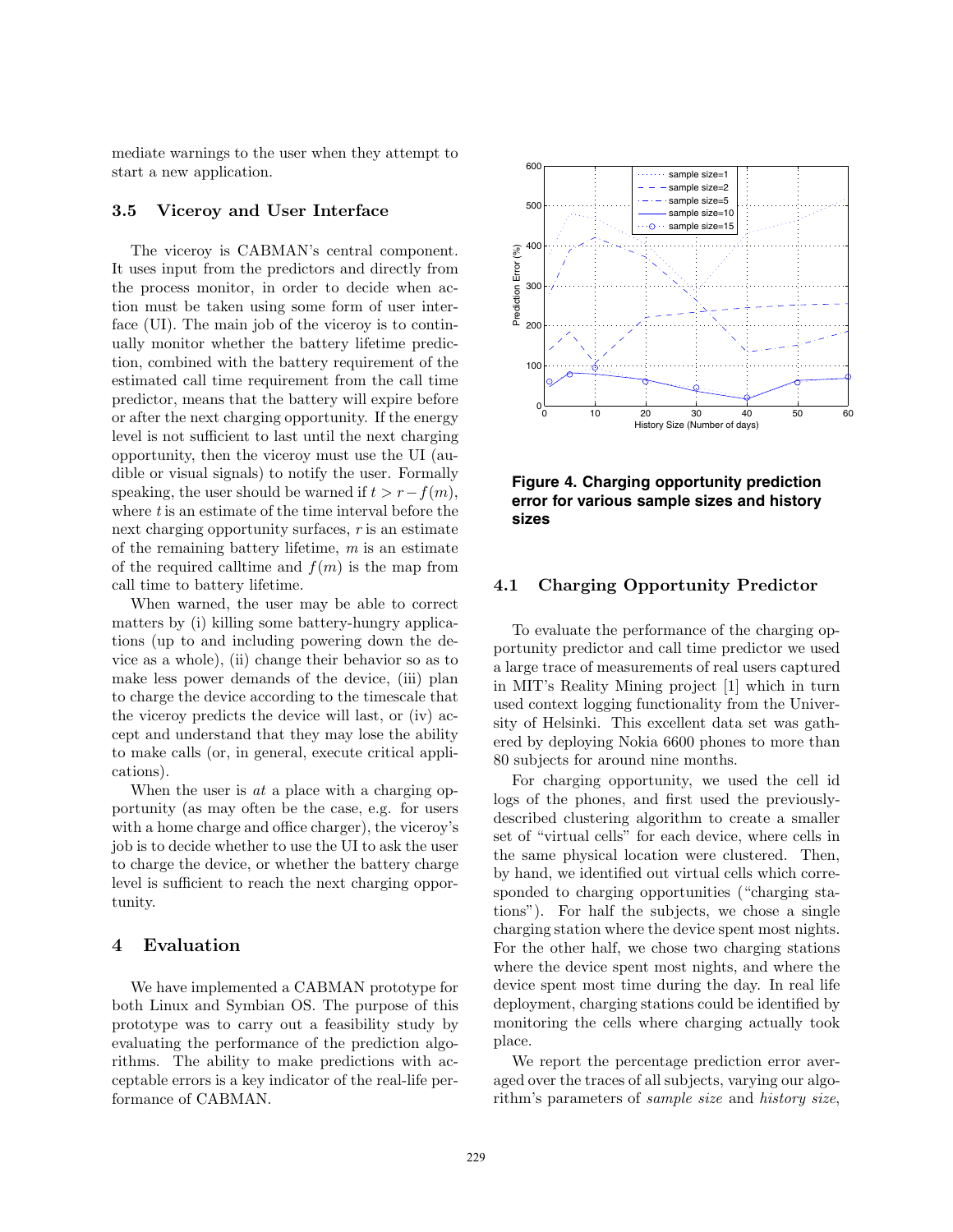mediate warnings to the user when they attempt to start a new application.

### 3.5 Viceroy and User Interface

The viceroy is CABMAN's central component. It uses input from the predictors and directly from the process monitor, in order to decide when action must be taken using some form of user interface (UI). The main job of the viceroy is to continually monitor whether the battery lifetime prediction, combined with the battery requirement of the estimated call time requirement from the call time predictor, means that the battery will expire before or after the next charging opportunity. If the energy level is not sufficient to last until the next charging opportunity, then the viceroy must use the UI (audible or visual signals) to notify the user. Formally speaking, the user should be warned if $t > r - f(m)$, where $t$ is an estimate of the time interval before the next charging opportunity surfaces, $r$ is an estimate of the remaining battery lifetime, $m$ is an estimate of the required calltime and $f(m)$ is the map from call time to battery lifetime.

When warned, the user may be able to correct matters by (i) killing some battery-hungry applications (up to and including powering down the device as a whole), (ii) change their behavior so as to make less power demands of the device, (iii) plan to charge the device according to the timescale that the viceroy predicts the device will last, or (iv) accept and understand that they may lose the ability to make calls (or, in general, execute critical applications).

When the user is *at* a place with a charging opportunity (as may often be the case, e.g. for users with a home charge and office charger), the viceroy's job is to decide whether to use the UI to ask the user to charge the device, or whether the battery charge level is sufficient to reach the next charging opportunity.

## 4 Evaluation

We have implemented a CABMAN prototype for both Linux and Symbian OS. The purpose of this prototype was to carry out a feasibility study by evaluating the performance of the prediction algorithms. The ability to make predictions with acceptable errors is a key indicator of the real-life performance of CABMAN.

**Figure 4. Charging opportunity prediction error for various sample sizes and history sizes**

### 4.1 Charging Opportunity Predictor

To evaluate the performance of the charging opportunity predictor and call time predictor we used a large trace of measurements of real users captured in MIT's Reality Mining project [1] which in turn used context logging functionality from the University of Helsinki. This excellent data set was gathered by deploying Nokia 6600 phones to more than 80 subjects for around nine months.

For charging opportunity, we used the cell id logs of the phones, and first used the previously-described clustering algorithm to create a smaller set of "virtual cells" for each device, where cells in the same physical location were clustered. Then, by hand, we identified out virtual cells which corresponded to charging opportunities ("charging stations"). For half the subjects, we chose a single charging station where the device spent most nights. For the other half, we chose two charging stations where the device spent most nights, and where the device spent most time during the day. In real life deployment, charging stations could be identified by monitoring the cells where charging actually took place.

We report the percentage prediction error averaged over the traces of all subjects, varying our algorithm's parameters of *sample size* and *history size*,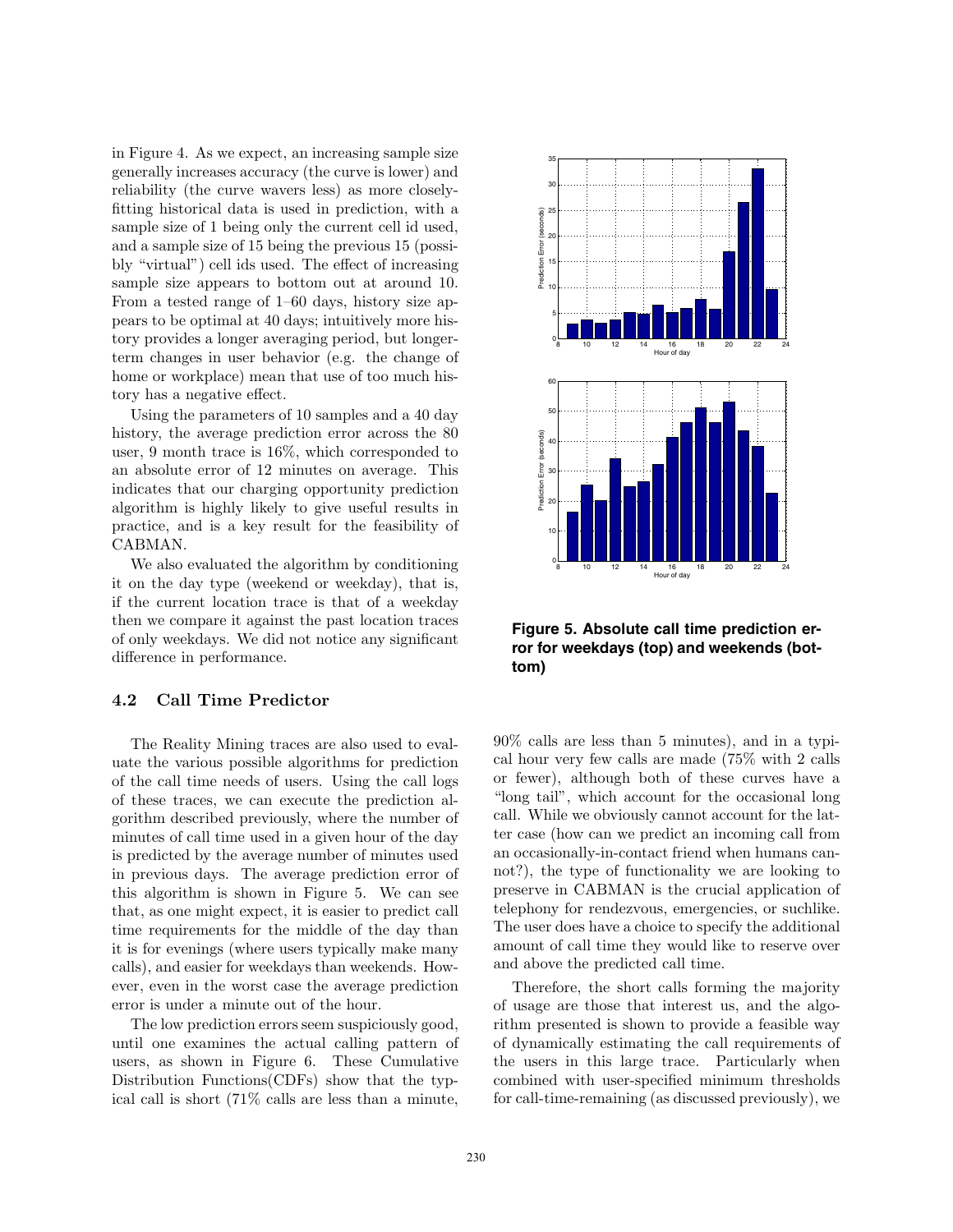in Figure 4. As we expect, an increasing sample size generally increases accuracy (the curve is lower) and reliability (the curve wavers less) as more closely-fitting historical data is used in prediction, with a sample size of 1 being only the current cell id used, and a sample size of 15 being the previous 15 (possibly "virtual") cell ids used. The effect of increasing sample size appears to bottom out at around 10. From a tested range of 1–60 days, history size appears to be optimal at 40 days; intuitively more history provides a longer averaging period, but longer-term changes in user behavior (e.g. the change of home or workplace) mean that use of too much history has a negative effect.

Using the parameters of 10 samples and a 40 day history, the average prediction error across the 80 user, 9 month trace is 16%, which corresponded to an absolute error of 12 minutes on average. This indicates that our charging opportunity prediction algorithm is highly likely to give useful results in practice, and is a key result for the feasibility of CABMAN.

We also evaluated the algorithm by conditioning it on the day type (weekend or weekday), that is, if the current location trace is that of a weekday then we compare it against the past location traces of only weekdays. We did not notice any significant difference in performance.

### 4.2 Call Time Predictor

The Reality Mining traces are also used to evaluate the various possible algorithms for prediction of the call time needs of users. Using the call logs of these traces, we can execute the prediction algorithm described previously, where the number of minutes of call time used in a given hour of the day is predicted by the average number of minutes used in previous days. The average prediction error of this algorithm is shown in Figure 5. We can see that, as one might expect, it is easier to predict call time requirements for the middle of the day than it is for evenings (where users typically make many calls), and easier for weekdays than weekends. However, even in the worst case the average prediction error is under a minute out of the hour.

The low prediction errors seem suspiciously good, until one examines the actual calling pattern of users, as shown in Figure 6. These Cumulative Distribution Functions(CDFs) show that the typical call is short (71% calls are less than a minute, 90% calls are less than 5 minutes), and in a typical hour very few calls are made (75% with 2 calls or fewer), although both of these curves have a "long tail", which account for the occasional long call. While we obviously cannot account for the latter case (how can we predict an incoming call from an occasionally-in-contact friend when humans cannot?), the type of functionality we are looking to preserve in CABMAN is the crucial application of telephony for rendezvous, emergencies, or suchlike. The user does have a choice to specify the additional amount of call time they would like to reserve over and above the predicted call time.

**Figure 5. Absolute call time prediction error for weekdays (top) and weekends (bottom)**

Therefore, the short calls forming the majority of usage are those that interest us, and the algorithm presented is shown to provide a feasible way of dynamically estimating the call requirements of the users in this large trace. Particularly when combined with user-specified minimum thresholds for call-time-remaining (as discussed previously), we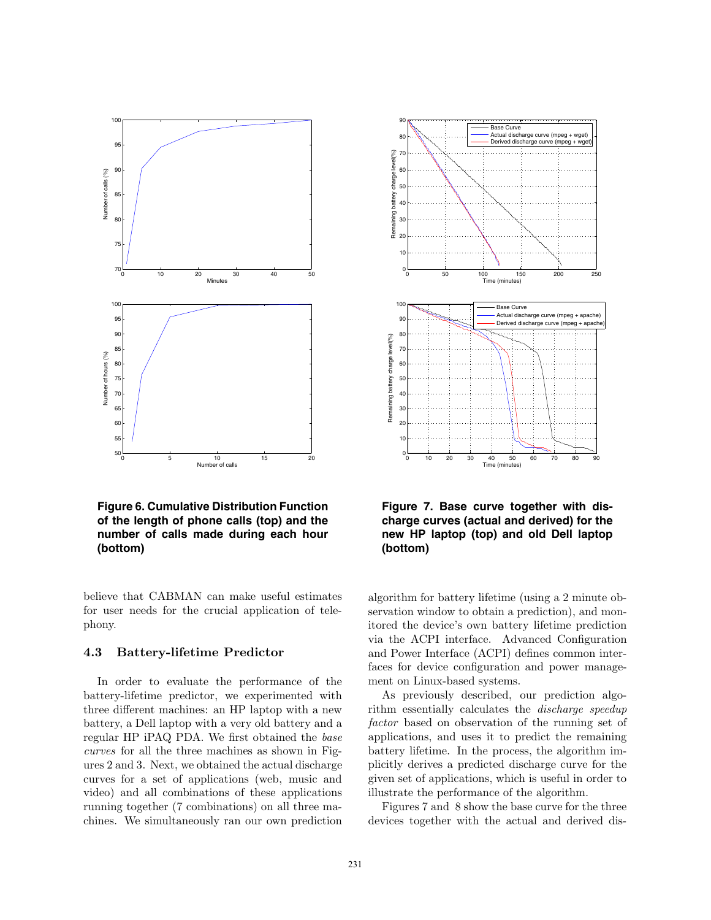**Figure 6. Cumulative Distribution Function of the length of phone calls (top) and the number of calls made during each hour (bottom)**

**Figure 7. Base curve together with discharge curves (actual and derived) for the new HP laptop (top) and old Dell laptop (bottom)**

believe that CABMAN can make useful estimates for user needs for the crucial application of telephony.

### 4.3 Battery-lifetime Predictor

In order to evaluate the performance of the battery-lifetime predictor, we experimented with three different machines: an HP laptop with a new battery, a Dell laptop with a very old battery and a regular HP iPAQ PDA. We first obtained the *base curves* for all the three machines as shown in Figures 2 and 3. Next, we obtained the actual discharge curves for a set of applications (web, music and video) and all combinations of these applications running together (7 combinations) on all three machines. We simultaneously ran our own prediction algorithm for battery lifetime (using a 2 minute observation window to obtain a prediction), and monitored the device's own battery lifetime prediction via the ACPI interface. Advanced Configuration and Power Interface (ACPI) defines common interfaces for device configuration and power management on Linux-based systems.

As previously described, our prediction algorithm essentially calculates the *discharge speedup factor* based on observation of the running set of applications, and uses it to predict the remaining battery lifetime. In the process, the algorithm implicitly derives a predicted discharge curve for the given set of applications, which is useful in order to illustrate the performance of the algorithm.

Figures 7 and 8 show the base curve for the three devices together with the actual and derived dis-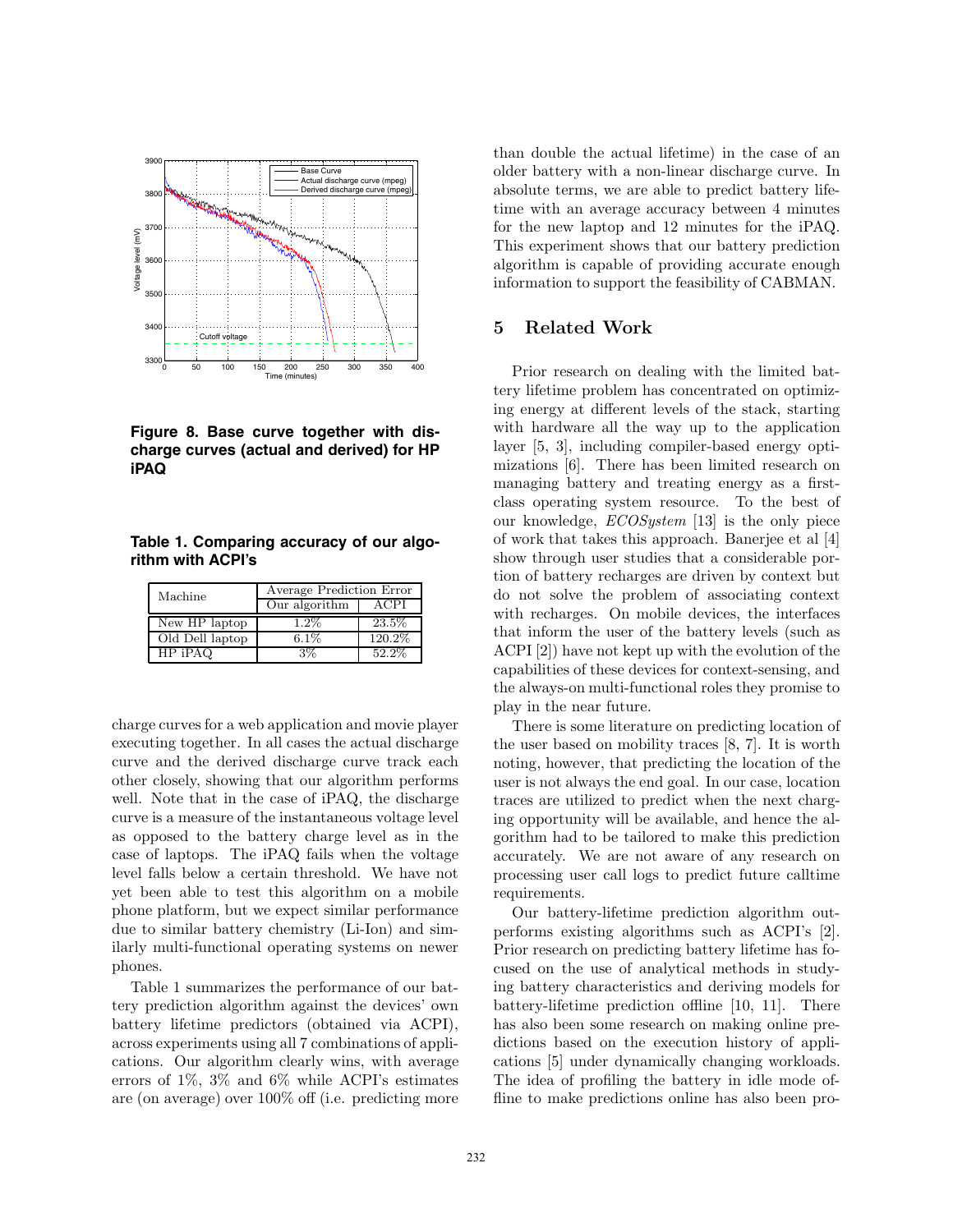**Figure 8. Base curve together with discharge curves (actual and derived) for HP iPAQ**

**Table 1. Comparing accuracy of our algorithm with ACPI's**

| Machine | Average Prediction Error | |
|---|---|---|
| | Our algorithm | ACPI |
| New HP laptop | 1.2% | 23.5% |
| Old Dell laptop | 6.1% | 120.2% |
| HP iPAQ | 3% | 52.2% |

charge curves for a web application and movie player executing together. In all cases the actual discharge curve and the derived discharge curve track each other closely, showing that our algorithm performs well. Note that in the case of iPAQ, the discharge curve is a measure of the instantaneous voltage level as opposed to the battery charge level as in the case of laptops. The iPAQ fails when the voltage level falls below a certain threshold. We have not yet been able to test this algorithm on a mobile phone platform, but we expect similar performance due to similar battery chemistry (Li-Ion) and similarly multi-functional operating systems on newer phones.

Table 1 summarizes the performance of our battery prediction algorithm against the devices' own battery lifetime predictors (obtained via ACPI), across experiments using all 7 combinations of applications. Our algorithm clearly wins, with average errors of 1%, 3% and 6% while ACPI's estimates are (on average) over 100% off (i.e. predicting more than double the actual lifetime) in the case of an older battery with a non-linear discharge curve. In absolute terms, we are able to predict battery lifetime with an average accuracy between 4 minutes for the new laptop and 12 minutes for the iPAQ. This experiment shows that our battery prediction algorithm is capable of providing accurate enough information to support the feasibility of CABMAN.

## 5 Related Work

Prior research on dealing with the limited battery lifetime problem has concentrated on optimizing energy at different levels of the stack, starting with hardware all the way up to the application layer [5, 3], including compiler-based energy optimizations [6]. There has been limited research on managing battery and treating energy as a first-class operating system resource. To the best of our knowledge, *ECOSystem* [13] is the only piece of work that takes this approach. Banerjee et al [4] show through user studies that a considerable portion of battery recharges are driven by context but do not solve the problem of associating context with recharges. On mobile devices, the interfaces that inform the user of the battery levels (such as ACPI [2]) have not kept up with the evolution of the capabilities of these devices for context-sensing, and the always-on multi-functional roles they promise to play in the near future.

There is some literature on predicting location of the user based on mobility traces [8, 7]. It is worth noting, however, that predicting the location of the user is not always the end goal. In our case, location traces are utilized to predict when the next charging opportunity will be available, and hence the algorithm had to be tailored to make this prediction accurately. We are not aware of any research on processing user call logs to predict future calltime requirements.

Our battery-lifetime prediction algorithm outperforms existing algorithms such as ACPI's [2]. Prior research on predicting battery lifetime has focused on the use of analytical methods in studying battery characteristics and deriving models for battery-lifetime prediction offline [10, 11]. There has also been some research on making online predictions based on the execution history of applications [5] under dynamically changing workloads. The idea of profiling the battery in idle mode offline to make predictions online has also been pro-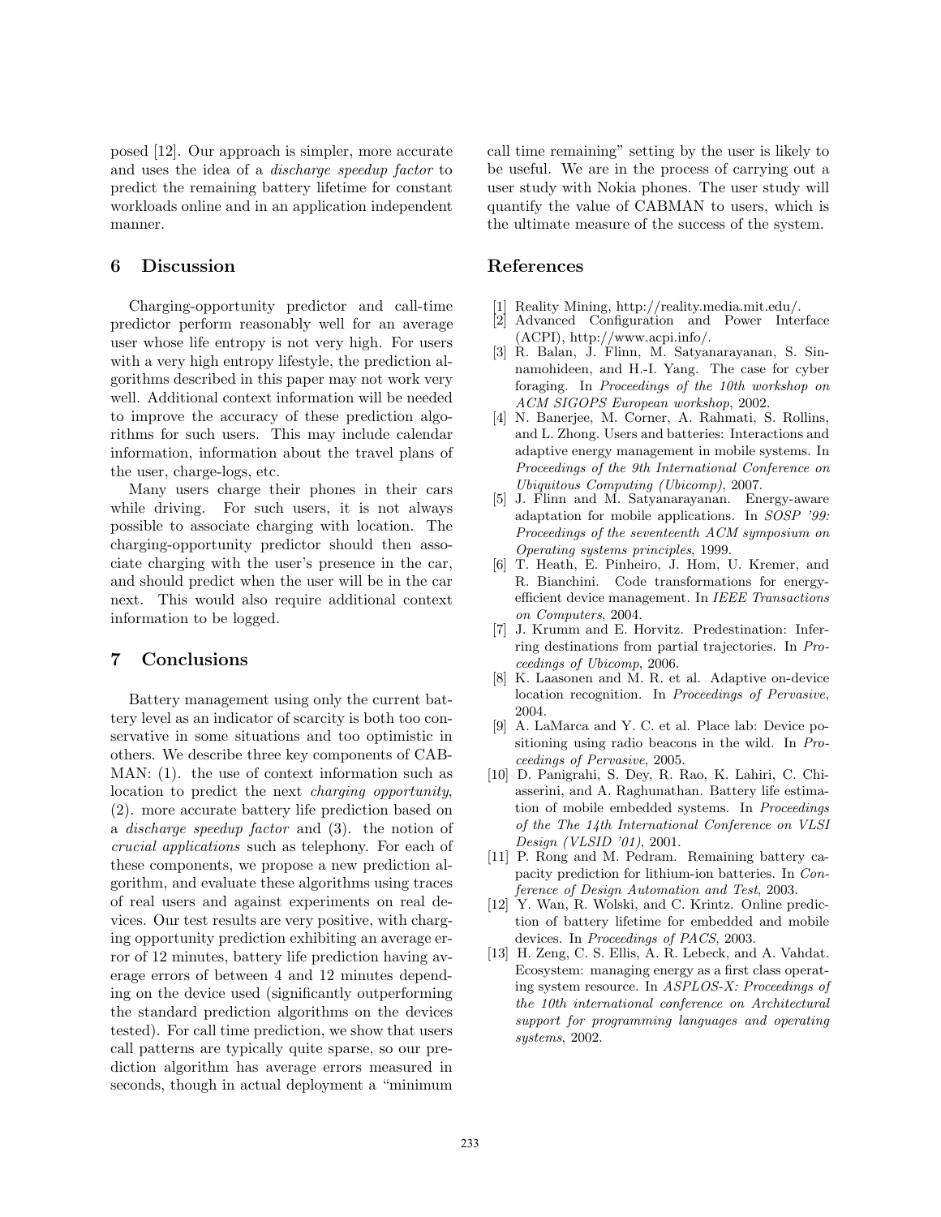posed [12]. Our approach is simpler, more accurate and uses the idea of a *discharge speedup factor* to predict the remaining battery lifetime for constant workloads online and in an application independent manner.

## 6 Discussion

Charging-opportunity predictor and call-time predictor perform reasonably well for an average user whose life entropy is not very high. For users with a very high entropy lifestyle, the prediction algorithms described in this paper may not work very well. Additional context information will be needed to improve the accuracy of these prediction algorithms for such users. This may include calendar information, information about the travel plans of the user, charge-logs, etc.

Many users charge their phones in their cars while driving. For such users, it is not always possible to associate charging with location. The charging-opportunity predictor should then associate charging with the user's presence in the car, and should predict when the user will be in the car next. This would also require additional context information to be logged.

## 7 Conclusions

Battery management using only the current battery level as an indicator of scarcity is both too conservative in some situations and too optimistic in others. We describe three key components of CABMAN: (1). the use of context information such as location to predict the next *charging opportunity*, (2). more accurate battery life prediction based on a *discharge speedup factor* and (3). the notion of *crucial applications* such as telephony. For each of these components, we propose a new prediction algorithm, and evaluate these algorithms using traces of real users and against experiments on real devices. Our test results are very positive, with charging opportunity prediction exhibiting an average error of 12 minutes, battery life prediction having average errors of between 4 and 12 minutes depending on the device used (significantly outperforming the standard prediction algorithms on the devices tested). For call time prediction, we show that users call patterns are typically quite sparse, so our prediction algorithm has average errors measured in seconds, though in actual deployment a "minimum call time remaining" setting by the user is likely to be useful. We are in the process of carrying out a user study with Nokia phones. The user study will quantify the value of CABMAN to users, which is the ultimate measure of the success of the system.

## References

[1] Reality Mining, http://reality.media.mit.edu/.

[2] Advanced Configuration and Power Interface (ACPI), http://www.acpi.info/.

[3] R. Balan, J. Flinn, M. Satyanarayanan, S. Sinnamohideen, and H.-I. Yang. The case for cyber foraging. In *Proceedings of the 10th workshop on ACM SIGOPS European workshop*, 2002.

[4] N. Banerjee, M. Corner, A. Rahmati, S. Rollins, and L. Zhong. Users and batteries: Interactions and adaptive energy management in mobile systems. In *Proceedings of the 9th International Conference on Ubiquitous Computing (Ubicomp)*, 2007.

[5] J. Flinn and M. Satyanarayanan. Energy-aware adaptation for mobile applications. In *SOSP '99: Proceedings of the seventeenth ACM symposium on Operating systems principles*, 1999.

[6] T. Heath, E. Pinheiro, J. Hom, U. Kremer, and R. Bianchini. Code transformations for energy-efficient device management. In *IEEE Transactions on Computers*, 2004.

[7] J. Krumm and E. Horvitz. Predestination: Inferring destinations from partial trajectories. In *Proceedings of Ubicomp*, 2006.

[8] K. Laasonen and M. R. et al. Adaptive on-device location recognition. In *Proceedings of Pervasive*, 2004.

[9] A. LaMarca and Y. C. et al. Place lab: Device positioning using radio beacons in the wild. In *Proceedings of Pervasive*, 2005.

[10] D. Panigrahi, S. Dey, R. Rao, K. Lahiri, C. Chiasserini, and A. Raghunathan. Battery life estimation of mobile embedded systems. In *Proceedings of the The 14th International Conference on VLSI Design (VLSID '01)*, 2001.

[11] P. Rong and M. Pedram. Remaining battery capacity prediction for lithium-ion batteries. In *Conference of Design Automation and Test*, 2003.

[12] Y. Wan, R. Wolski, and C. Krintz. Online prediction of battery lifetime for embedded and mobile devices. In *Proceedings of PACS*, 2003.

[13] H. Zeng, C. S. Ellis, A. R. Lebeck, and A. Vahdat. Ecosystem: managing energy as a first class operating system resource. In *ASPLOS-X: Proceedings of the 10th international conference on Architectural support for programming languages and operating systems*, 2002.